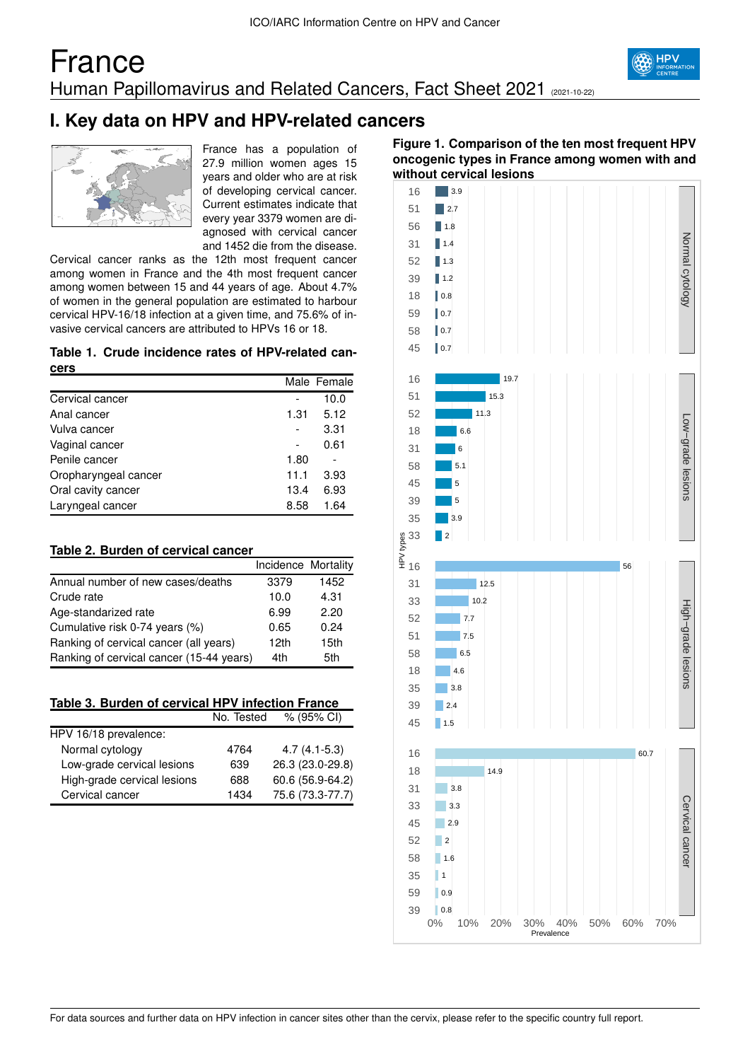# France

## Human Papillomavirus and Related Cancers, Fact Sheet 2021 (2021-10-22)

## I. Key data on HPV and HPV-related cancers

France has a population of 27.9 million women ages 15 years and older who are at risk of developing cervical cancer. Current estimates indicate that every year 3379 women are diagnosed with cervical cancer and 1452 die from the disease. Cervical cancer ranks as the 12th most frequent cancer among women in France and the 4th most frequent cancer among women between 15 and 44 years of age. About 4.7% of women in the general population are estimated to harbour cervical HPV-16/18 infection at a given time, and 75.6% of invasive cervical cancers are attributed to HPVs 16 or 18.

**Table 1. Crude incidence rates of HPV-related cancers**

| | Male | Female |
|---|---|---|
| Cervical cancer | - | 10.0 |
| Anal cancer | 1.31 | 5.12 |
| Vulva cancer | - | 3.31 |
| Vaginal cancer | - | 0.61 |
| Penile cancer | 1.80 | - |
| Oropharyngeal cancer | 11.1 | 3.93 |
| Oral cavity cancer | 13.4 | 6.93 |
| Laryngeal cancer | 8.58 | 1.64 |

**Table 2. Burden of cervical cancer**

| | Incidence | Mortality |
|---|---|---|
| Annual number of new cases/deaths | 3379 | 1452 |
| Crude rate | 10.0 | 4.31 |
| Age-standarized rate | 6.99 | 2.20 |
| Cumulative risk 0-74 years (%) | 0.65 | 0.24 |
| Ranking of cervical cancer (all years) | 12th | 15th |
| Ranking of cervical cancer (15-44 years) | 4th | 5th |

**Table 3. Burden of cervical HPV infection France**

| | No. Tested | % (95% CI) |
|---|---|---|
| HPV 16/18 prevalence: | | |
| Normal cytology | 4764 | 4.7 (4.1-5.3) |
| Low-grade cervical lesions | 639 | 26.3 (23.0-29.8) |
| High-grade cervical lesions | 688 | 60.6 (56.9-64.2) |
| Cervical cancer | 1434 | 75.6 (73.3-77.7) |

**Figure 1. Comparison of the ten most frequent HPV oncogenic types in France among women with and without cervical lesions**

| HPV type | Normal cytology (%) |
|---|---|
| 16 | 3.9 |
| 51 | 2.7 |
| 56 | 1.8 |
| 31 | 1.4 |
| 52 | 1.3 |
| 39 | 1.2 |
| 18 | 0.8 |
| 59 | 0.7 |
| 58 | 0.7 |
| 45 | 0.7 |

| HPV type | Low-grade lesions (%) |
|---|---|
| 16 | 19.7 |
| 51 | 15.3 |
| 52 | 11.3 |
| 18 | 6.6 |
| 31 | 6 |
| 58 | 5.1 |
| 45 | 5 |
| 39 | 5 |
| 35 | 3.9 |
| 33 | 2 |

| HPV type | High-grade lesions (%) |
|---|---|
| 16 | 56 |
| 31 | 12.5 |
| 33 | 10.2 |
| 52 | 7.7 |
| 51 | 7.5 |
| 58 | 6.5 |
| 18 | 4.6 |
| 35 | 3.8 |
| 39 | 2.4 |
| 45 | 1.5 |

| HPV type | Cervical cancer (%) |
|---|---|
| 16 | 60.7 |
| 18 | 14.9 |
| 31 | 3.8 |
| 33 | 3.3 |
| 45 | 2.9 |
| 52 | 2 |
| 58 | 1.6 |
| 35 | 1 |
| 59 | 0.9 |
| 39 | 0.8 |

For data sources and further data on HPV infection in cancer sites other than the cervix, please refer to the specific country full report.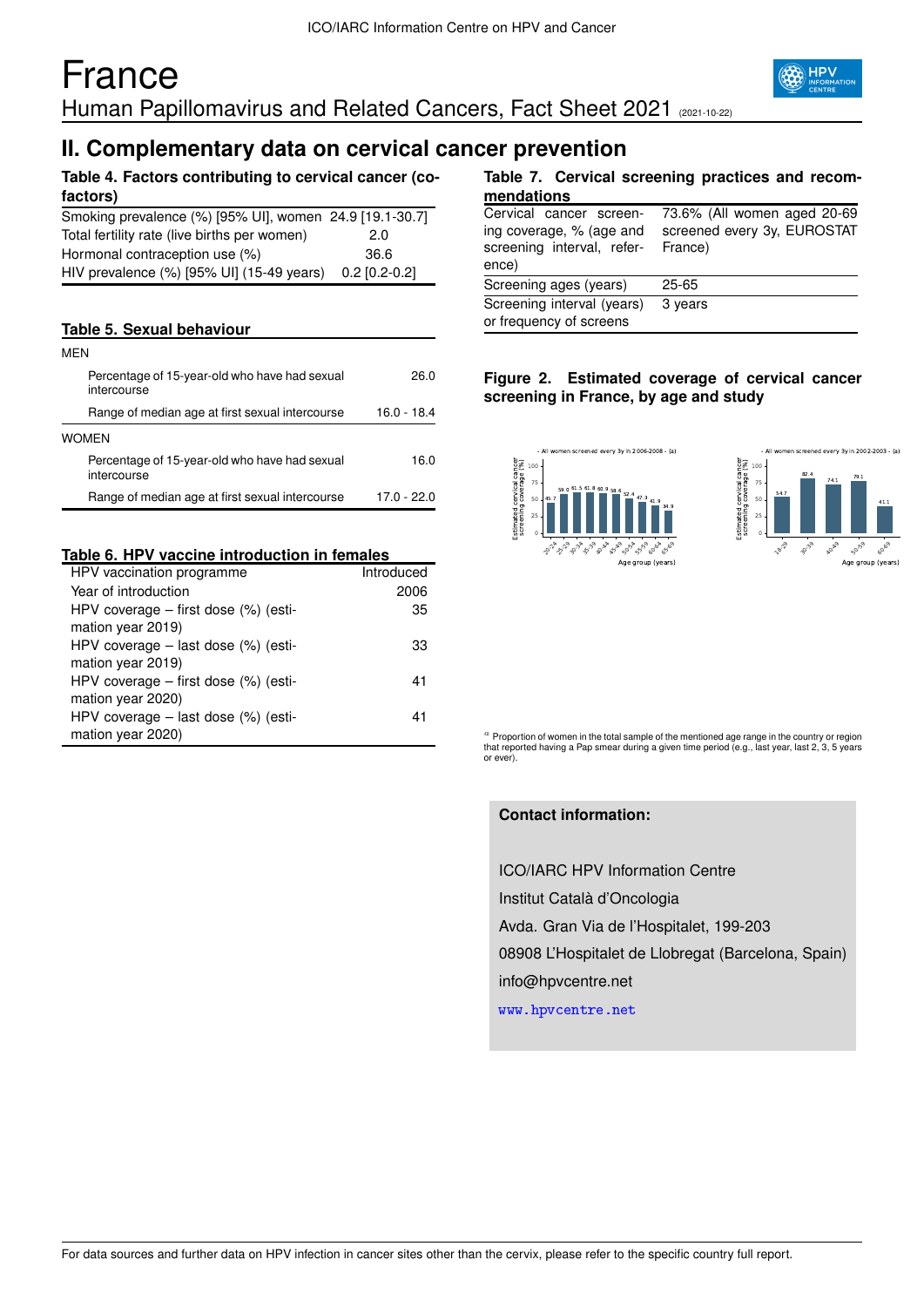# France

## Human Papillomavirus and Related Cancers, Fact Sheet 2021 (2021-10-22)

## II. Complementary data on cervical cancer prevention

### Table 4. Factors contributing to cervical cancer (co-factors)

| | |
|---|---|
| Smoking prevalence (%) [95% UI], women | 24.9 [19.1-30.7] |
| Total fertility rate (live births per women) | 2.0 |
| Hormonal contraception use (%) | 36.6 |
| HIV prevalence (%) [95% UI] (15-49 years) | 0.2 [0.2-0.2] |

### Table 5. Sexual behaviour

| | |
|---|---|
| MEN | |
| Percentage of 15-year-old who have had sexual intercourse | 26.0 |
| Range of median age at first sexual intercourse | 16.0 - 18.4 |
| WOMEN | |
| Percentage of 15-year-old who have had sexual intercourse | 16.0 |
| Range of median age at first sexual intercourse | 17.0 - 22.0 |

### Table 6. HPV vaccine introduction in females

| | |
|---|---|
| HPV vaccination programme | Introduced |
| Year of introduction | 2006 |
| HPV coverage – first dose (%) (estimation year 2019) | 35 |
| HPV coverage – last dose (%) (estimation year 2019) | 33 |
| HPV coverage – first dose (%) (estimation year 2020) | 41 |
| HPV coverage – last dose (%) (estimation year 2020) | 41 |

### Table 7. Cervical screening practices and recommendations

| | |
|---|---|
| Cervical cancer screening coverage, % (age and screening interval, reference) | 73.6% (All women aged 20-69 screened every 3y, EUROSTAT France) |
| Screening ages (years) | 25-65 |
| Screening interval (years) or frequency of screens | 3 years |

### Figure 2. Estimated coverage of cervical cancer screening in France, by age and study

- All women screened every 3y in 2006-2008 - (a)

Estimated cervical cancer screening coverage (%)

45.7, 59.0, 61.5, 61.8, 60.9, 58.6, 52.4, 47.3, 41.9, 34.9

20-24, 25-29, 30-34, 35-39, 40-44, 45-49, 50-54, 55-59, 60-64, 65-69

Age group (years)

- All women screened every 3y in 2002-2003 - (a)

Estimated cervical cancer screening coverage (%)

54.7, 82.4, 74.1, 79.1, 41.1

18-29, 30-39, 40-49, 50-59, 60-69

Age group (years)

[a] Proportion of women in the total sample of the mentioned age range in the country or region that reported having a Pap smear during a given time period (e.g., last year, last 2, 3, 5 years or ever).

**Contact information:**

ICO/IARC HPV Information Centre
Institut Català d'Oncologia
Avda. Gran Via de l'Hospitalet, 199-203
08908 L'Hospitalet de Llobregat (Barcelona, Spain)
info@hpvcentre.net
www.hpvcentre.net

For data sources and further data on HPV infection in cancer sites other than the cervix, please refer to the specific country full report.